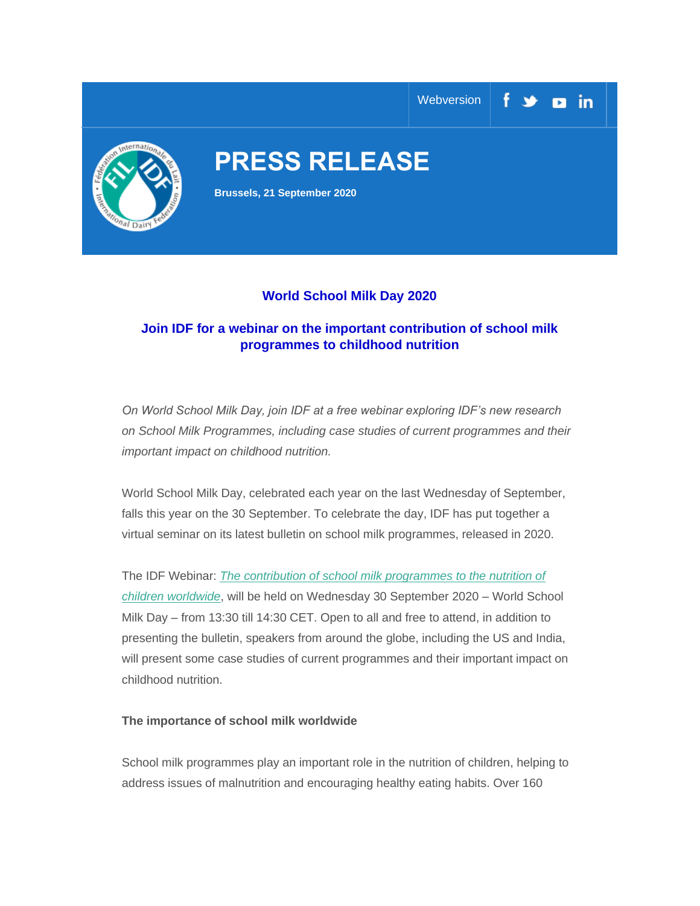Webversion

# PRESS RELEASE

**Brussels, 21 September 2020**

## World School Milk Day 2020

## Join IDF for a webinar on the important contribution of school milk programmes to childhood nutrition

*On World School Milk Day, join IDF at a free webinar exploring IDF's new research on School Milk Programmes, including case studies of current programmes and their important impact on childhood nutrition.*

World School Milk Day, celebrated each year on the last Wednesday of September, falls this year on the 30 September. To celebrate the day, IDF has put together a virtual seminar on its latest bulletin on school milk programmes, released in 2020.

The IDF Webinar: *The contribution of school milk programmes to the nutrition of children worldwide*, will be held on Wednesday 30 September 2020 – World School Milk Day – from 13:30 till 14:30 CET. Open to all and free to attend, in addition to presenting the bulletin, speakers from around the globe, including the US and India, will present some case studies of current programmes and their important impact on childhood nutrition.

**The importance of school milk worldwide**

School milk programmes play an important role in the nutrition of children, helping to address issues of malnutrition and encouraging healthy eating habits. Over 160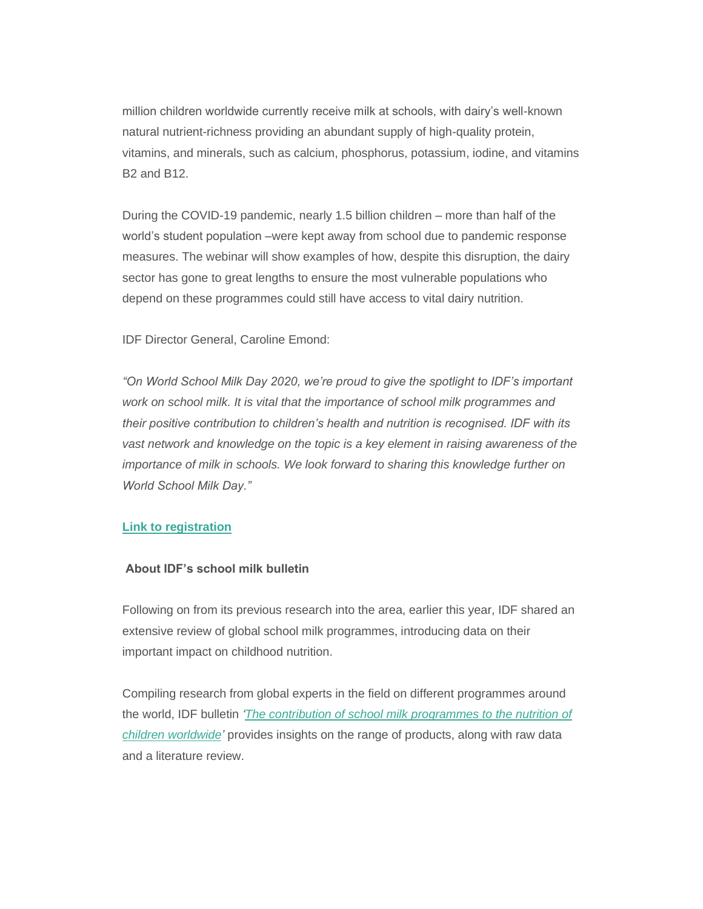million children worldwide currently receive milk at schools, with dairy's well-known natural nutrient-richness providing an abundant supply of high-quality protein, vitamins, and minerals, such as calcium, phosphorus, potassium, iodine, and vitamins B2 and B12.

During the COVID-19 pandemic, nearly 1.5 billion children – more than half of the world's student population –were kept away from school due to pandemic response measures. The webinar will show examples of how, despite this disruption, the dairy sector has gone to great lengths to ensure the most vulnerable populations who depend on these programmes could still have access to vital dairy nutrition.

IDF Director General, Caroline Emond:

*"On World School Milk Day 2020, we're proud to give the spotlight to IDF's important work on school milk. It is vital that the importance of school milk programmes and their positive contribution to children's health and nutrition is recognised. IDF with its vast network and knowledge on the topic is a key element in raising awareness of the importance of milk in schools. We look forward to sharing this knowledge further on World School Milk Day."*

**Link to registration**

**About IDF's school milk bulletin**

Following on from its previous research into the area, earlier this year, IDF shared an extensive review of global school milk programmes, introducing data on their important impact on childhood nutrition.

Compiling research from global experts in the field on different programmes around the world, IDF bulletin *'The contribution of school milk programmes to the nutrition of children worldwide'* provides insights on the range of products, along with raw data and a literature review.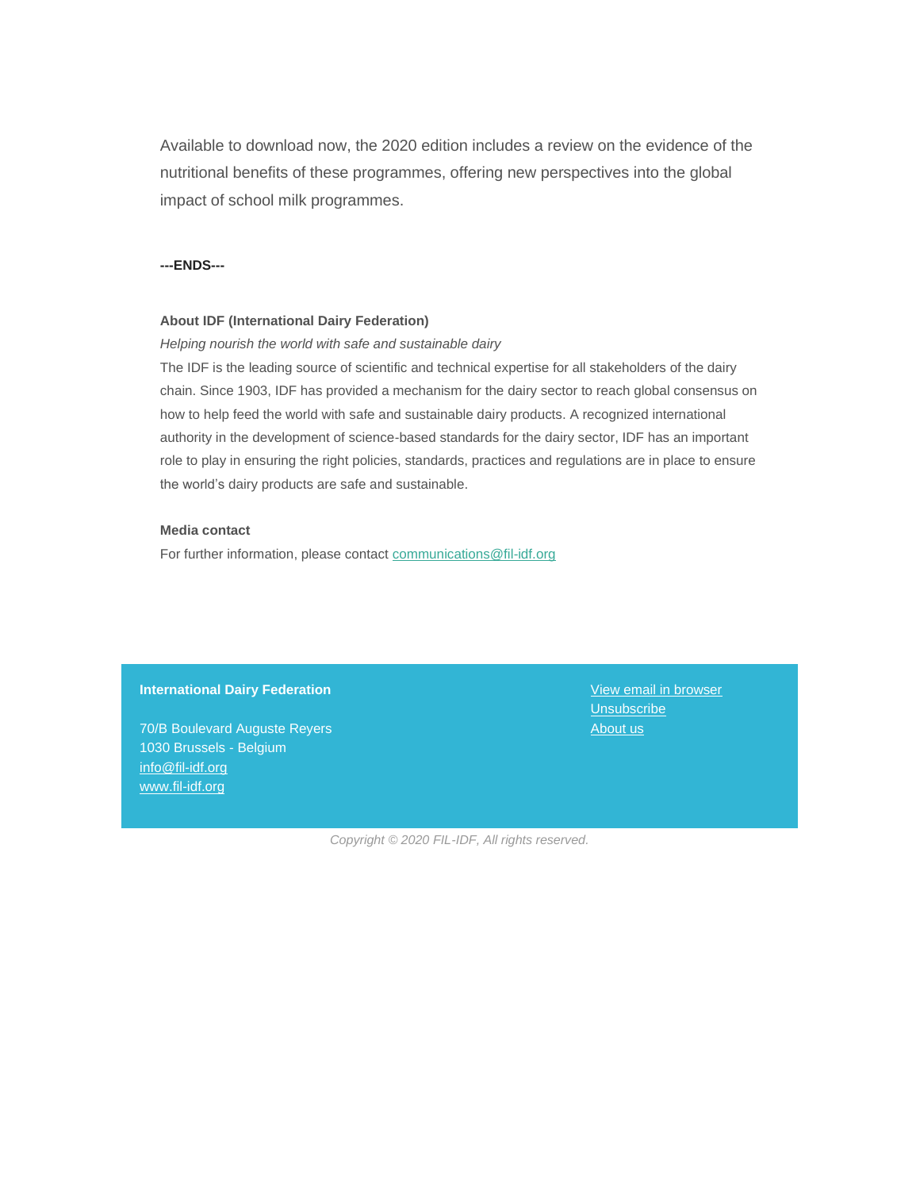Available to download now, the 2020 edition includes a review on the evidence of the nutritional benefits of these programmes, offering new perspectives into the global impact of school milk programmes.

**---ENDS---**

**About IDF (International Dairy Federation)**

*Helping nourish the world with safe and sustainable dairy*

The IDF is the leading source of scientific and technical expertise for all stakeholders of the dairy chain. Since 1903, IDF has provided a mechanism for the dairy sector to reach global consensus on how to help feed the world with safe and sustainable dairy products. A recognized international authority in the development of science-based standards for the dairy sector, IDF has an important role to play in ensuring the right policies, standards, practices and regulations are in place to ensure the world's dairy products are safe and sustainable.

**Media contact**

For further information, please contact communications@fil-idf.org

**International Dairy Federation**

70/B Boulevard Auguste Reyers
1030 Brussels - Belgium
info@fil-idf.org
www.fil-idf.org

View email in browser
Unsubscribe
About us

*Copyright © 2020 FIL-IDF, All rights reserved.*